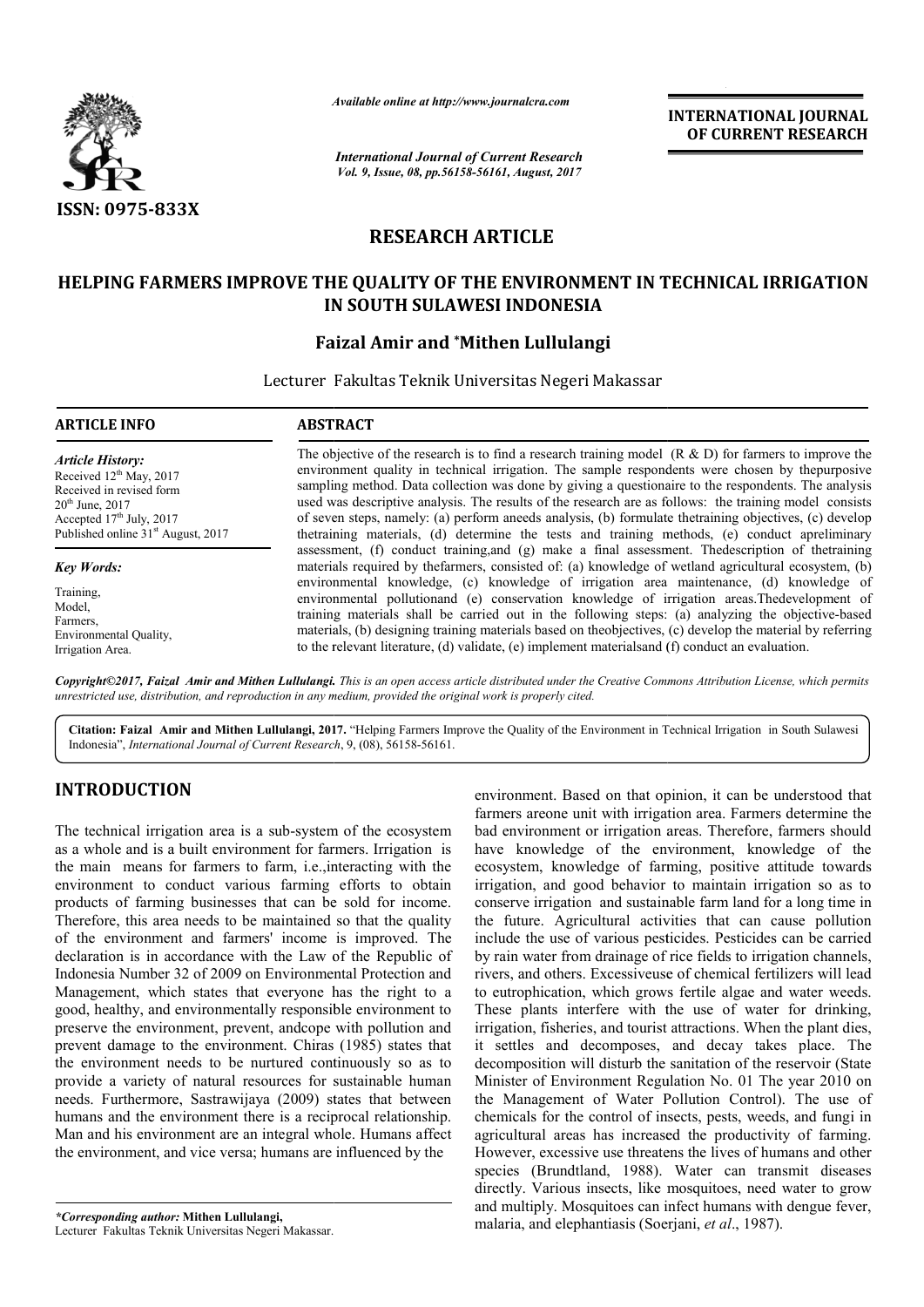*Available online at http://www.journalcra.com*

*International Journal of Current Research*

ISSN: 0975-833X

INTERNATIONAL JOURNAL OF CURRENT RESEARCH

# RESEARCH ARTICLE

# HELPING FARMERS IMPROVE THE QUALITY OF THE ENVIRONMENT IN TECHNICAL IRRIGATION IN SOUTH SULAWESI INDONESIA

**Faizal Amir and *Mithen Lullulangi**

Lecturer Fakultas Teknik Universitas Negeri Makassar

**ARTICLE INFO**

*Article History:*

Received 12th May, 2017

Received in revised form 20th June, 2017

Accepted 17th July, 2017

Published online 31st August, 2017

*Key Words:*

Training,
Model,
Farmers,
Environmental Quality,
Irrigation Area.

**ABSTRACT**

The objective of the research is to find a research training model (R & D) for farmers to improve the environment quality in technical irrigation. The sample respondents were chosen by thepurposive sampling method. Data collection was done by giving a questionaire to the respondents. The analysis used was descriptive analysis. The results of the research are as follows: the training model consists of seven steps, namely: (a) perform aneeds analysis, (b) formulate thetraining objectives, (c) develop thetraining materials, (d) determine the tests and training methods, (e) conduct apreliminary assessment, (f) conduct training,and (g) make a final assessment. Thedescription of thetraining materials required by thefarmers, consisted of: (a) knowledge of wetland agricultural ecosystem, (b) environmental knowledge, (c) knowledge of irrigation area maintenance, (d) knowledge of environmental pollutionand (e) conservation knowledge of irrigation areas.Thedevelopment of training materials shall be carried out in the following steps: (a) analyzing the objective-based materials, (b) designing training materials based on theobjectives, (c) develop the material by referring to the relevant literature, (d) validate, (e) implement materialsand (f) conduct an evaluation.

*Copyright©2017, Faizal Amir and Mithen Lullulangi. This is an open access article distributed under the Creative Commons Attribution License, which permits unrestricted use, distribution, and reproduction in any medium, provided the original work is properly cited.*

**Citation: Faizal Amir and Mithen Lullulangi, 2017.** "Helping Farmers Improve the Quality of the Environment in Technical Irrigation in South Sulawesi Indonesia", *International Journal of Current Research*, 9, (08), 56158-56161.

## INTRODUCTION

The technical irrigation area is a sub-system of the ecosystem as a whole and is a built environment for farmers. Irrigation is the main means for farmers to farm, i.e.,interacting with the environment to conduct various farming efforts to obtain products of farming businesses that can be sold for income. Therefore, this area needs to be maintained so that the quality of the environment and farmers' income is improved. The declaration is in accordance with the Law of the Republic of Indonesia Number 32 of 2009 on Environmental Protection and Management, which states that everyone has the right to a good, healthy, and environmentally responsible environment to preserve the environment, prevent, andcope with pollution and prevent damage to the environment. Chiras (1985) states that the environment needs to be nurtured continuously so as to provide a variety of natural resources for sustainable human needs. Furthermore, Sastrawijaya (2009) states that between humans and the environment there is a reciprocal relationship. Man and his environment are an integral whole. Humans affect the environment, and vice versa; humans are influenced by the environment. Based on that opinion, it can be understood that farmers areone unit with irrigation area. Farmers determine the bad environment or irrigation areas. Therefore, farmers should have knowledge of the environment, knowledge of the ecosystem, knowledge of farming, positive attitude towards irrigation, and good behavior to maintain irrigation so as to conserve irrigation and sustainable farm land for a long time in the future. Agricultural activities that can cause pollution include the use of various pesticides. Pesticides can be carried by rain water from drainage of rice fields to irrigation channels, rivers, and others. Excessiveuse of chemical fertilizers will lead to eutrophication, which grows fertile algae and water weeds. These plants interfere with the use of water for drinking, irrigation, fisheries, and tourist attractions. When the plant dies, it settles and decomposes, and decay takes place. The decomposition will disturb the sanitation of the reservoir (State Minister of Environment Regulation No. 01 The year 2010 on the Management of Water Pollution Control). The use of chemicals for the control of insects, pests, weeds, and fungi in agricultural areas has increased the productivity of farming. However, excessive use threatens the lives of humans and other species (Brundtland, 1988). Water can transmit diseases directly. Various insects, like mosquitoes, need water to grow and multiply. Mosquitoes can infect humans with dengue fever, malaria, and elephantiasis (Soerjani, *et al*., 1987).

**\*Corresponding author: Mithen Lullulangi,**
Lecturer Fakultas Teknik Universitas Negeri Makassar.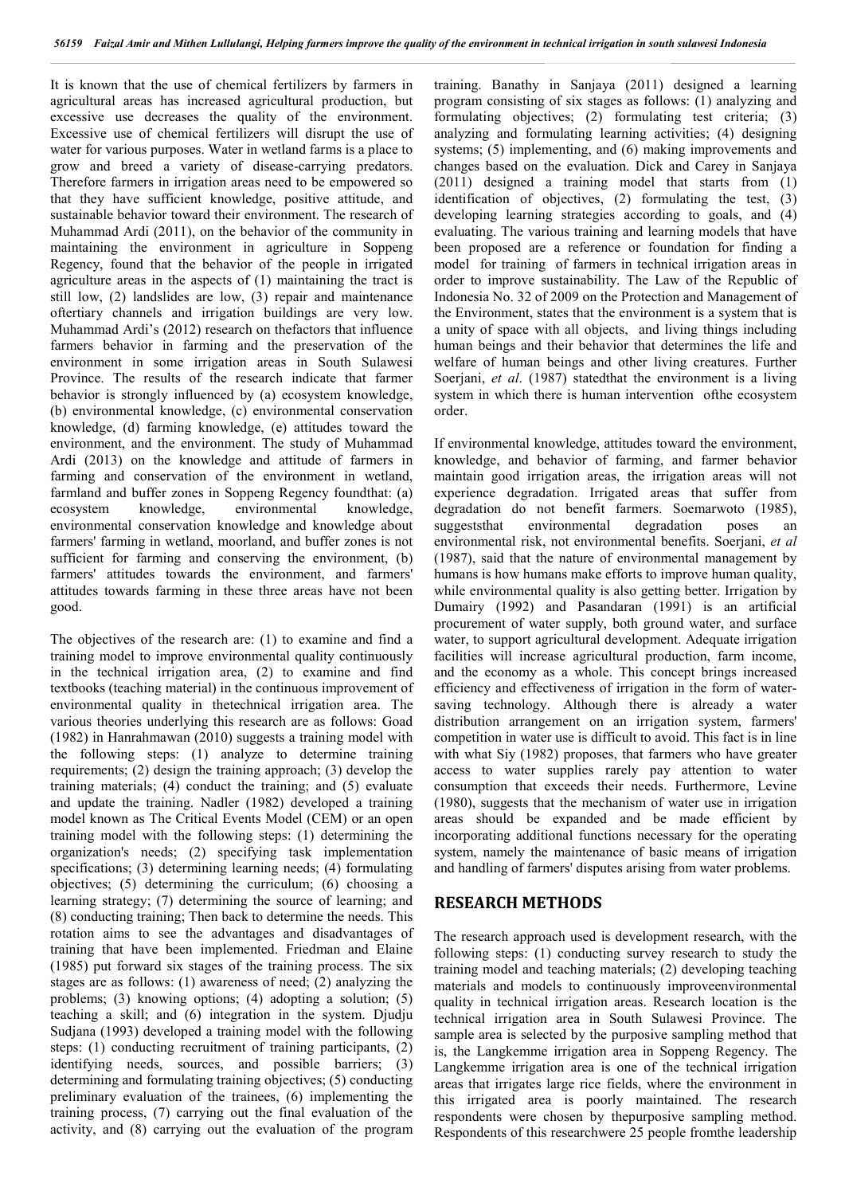It is known that the use of chemical fertilizers by farmers in agricultural areas has increased agricultural production, but excessive use decreases the quality of the environment. Excessive use of chemical fertilizers will disrupt the use of water for various purposes. Water in wetland farms is a place to grow and breed a variety of disease-carrying predators. Therefore farmers in irrigation areas need to be empowered so that they have sufficient knowledge, positive attitude, and sustainable behavior toward their environment. The research of Muhammad Ardi (2011), on the behavior of the community in maintaining the environment in agriculture in Soppeng Regency, found that the behavior of the people in irrigated agriculture areas in the aspects of (1) maintaining the tract is still low, (2) landslides are low, (3) repair and maintenance oftertiary channels and irrigation buildings are very low. Muhammad Ardi's (2012) research on thefactors that influence farmers behavior in farming and the preservation of the environment in some irrigation areas in South Sulawesi Province. The results of the research indicate that farmer behavior is strongly influenced by (a) ecosystem knowledge, (b) environmental knowledge, (c) environmental conservation knowledge, (d) farming knowledge, (e) attitudes toward the environment, and the environment. The study of Muhammad Ardi (2013) on the knowledge and attitude of farmers in farming and conservation of the environment in wetland, farmland and buffer zones in Soppeng Regency foundthat: (a) ecosystem knowledge, environmental knowledge, environmental conservation knowledge and knowledge about farmers' farming in wetland, moorland, and buffer zones is not sufficient for farming and conserving the environment, (b) farmers' attitudes towards the environment, and farmers' attitudes towards farming in these three areas have not been good.

The objectives of the research are: (1) to examine and find a training model to improve environmental quality continuously in the technical irrigation area, (2) to examine and find textbooks (teaching material) in the continuous improvement of environmental quality in thetechnical irrigation area. The various theories underlying this research are as follows: Goad (1982) in Hanrahmawan (2010) suggests a training model with the following steps: (1) analyze to determine training requirements; (2) design the training approach; (3) develop the training materials; (4) conduct the training; and (5) evaluate and update the training. Nadler (1982) developed a training model known as The Critical Events Model (CEM) or an open training model with the following steps: (1) determining the organization's needs; (2) specifying task implementation specifications; (3) determining learning needs; (4) formulating objectives; (5) determining the curriculum; (6) choosing a learning strategy; (7) determining the source of learning; and (8) conducting training; Then back to determine the needs. This rotation aims to see the advantages and disadvantages of training that have been implemented. Friedman and Elaine (1985) put forward six stages of the training process. The six stages are as follows: (1) awareness of need; (2) analyzing the problems; (3) knowing options; (4) adopting a solution; (5) teaching a skill; and (6) integration in the system. Djudju Sudjana (1993) developed a training model with the following steps: (1) conducting recruitment of training participants, (2) identifying needs, sources, and possible barriers; (3) determining and formulating training objectives; (5) conducting preliminary evaluation of the trainees, (6) implementing the training process, (7) carrying out the final evaluation of the activity, and (8) carrying out the evaluation of the program training. Banathy in Sanjaya (2011) designed a learning program consisting of six stages as follows: (1) analyzing and formulating objectives; (2) formulating test criteria; (3) analyzing and formulating learning activities; (4) designing systems; (5) implementing, and (6) making improvements and changes based on the evaluation. Dick and Carey in Sanjaya (2011) designed a training model that starts from (1) identification of objectives, (2) formulating the test, (3) developing learning strategies according to goals, and (4) evaluating. The various training and learning models that have been proposed are a reference or foundation for finding a model for training of farmers in technical irrigation areas in order to improve sustainability. The Law of the Republic of Indonesia No. 32 of 2009 on the Protection and Management of the Environment, states that the environment is a system that is a unity of space with all objects, and living things including human beings and their behavior that determines the life and welfare of human beings and other living creatures. Further Soerjani, *et al*. (1987) statedthat the environment is a living system in which there is human intervention ofthe ecosystem order.

If environmental knowledge, attitudes toward the environment, knowledge, and behavior of farming, and farmer behavior maintain good irrigation areas, the irrigation areas will not experience degradation. Irrigated areas that suffer from degradation do not benefit farmers. Soemarwoto (1985), suggeststhat environmental degradation poses an environmental risk, not environmental benefits. Soerjani, *et al* (1987), said that the nature of environmental management by humans is how humans make efforts to improve human quality, while environmental quality is also getting better. Irrigation by Dumairy (1992) and Pasandaran (1991) is an artificial procurement of water supply, both ground water, and surface water, to support agricultural development. Adequate irrigation facilities will increase agricultural production, farm income, and the economy as a whole. This concept brings increased efficiency and effectiveness of irrigation in the form of water-saving technology. Although there is already a water distribution arrangement on an irrigation system, farmers' competition in water use is difficult to avoid. This fact is in line with what Siy (1982) proposes, that farmers who have greater access to water supplies rarely pay attention to water consumption that exceeds their needs. Furthermore, Levine (1980), suggests that the mechanism of water use in irrigation areas should be expanded and be made efficient by incorporating additional functions necessary for the operating system, namely the maintenance of basic means of irrigation and handling of farmers' disputes arising from water problems.

## RESEARCH METHODS

The research approach used is development research, with the following steps: (1) conducting survey research to study the training model and teaching materials; (2) developing teaching materials and models to continuously improveenvironmental quality in technical irrigation areas. Research location is the technical irrigation area in South Sulawesi Province. The sample area is selected by the purposive sampling method that is, the Langkemme irrigation area in Soppeng Regency. The Langkemme irrigation area is one of the technical irrigation areas that irrigates large rice fields, where the environment in this irrigated area is poorly maintained. The research respondents were chosen by thepurposive sampling method. Respondents of this researchwere 25 people fromthe leadership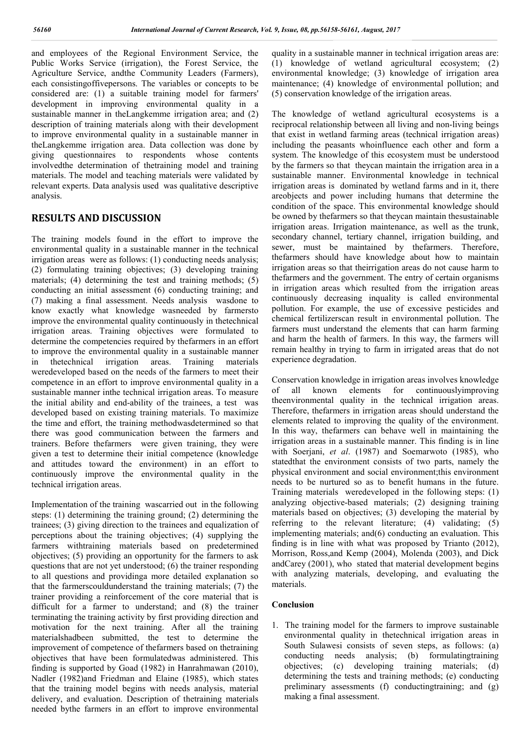and employees of the Regional Environment Service, the Public Works Service (irrigation), the Forest Service, the Agriculture Service, andthe Community Leaders (Farmers), each consistingoffivepersons. The variables or concepts to be considered are: (1) a suitable training model for farmers' development in improving environmental quality in a sustainable manner in theLangkemme irrigation area; and (2) description of training materials along with their development to improve environmental quality in a sustainable manner in theLangkemme irrigation area. Data collection was done by giving questionnaires to respondents whose contents involvedthe determination of thetraining model and training materials. The model and teaching materials were validated by relevant experts. Data analysis used was qualitative descriptive analysis.

## RESULTS AND DISCUSSION

The training models found in the effort to improve the environmental quality in a sustainable manner in the technical irrigation areas were as follows: (1) conducting needs analysis; (2) formulating training objectives; (3) developing training materials; (4) determining the test and training methods; (5) conducting an initial assessment (6) conducting training; and (7) making a final assessment. Needs analysis wasdone to know exactly what knowledge wasneeded by farmersto improve the environmental quality continuously in thetechnical irrigation areas. Training objectives were formulated to determine the competencies required by thefarmers in an effort to improve the environmental quality in a sustainable manner in thetechnical irrigation areas. Training materials weredeveloped based on the needs of the farmers to meet their competence in an effort to improve environmental quality in a sustainable manner inthe technical irrigation areas. To measure the initial ability and end-ability of the trainees, a test was developed based on existing training materials. To maximize the time and effort, the training methodwasdetermined so that there was good communication between the farmers and trainers. Before thefarmers were given training, they were given a test to determine their initial competence (knowledge and attitudes toward the environment) in an effort to continuously improve the environmental quality in the technical irrigation areas.

Implementation of the training wascarried out in the following steps: (1) determining the training ground; (2) determining the trainees; (3) giving direction to the trainees and equalization of perceptions about the training objectives; (4) supplying the farmers withtraining materials based on predetermined objectives; (5) providing an opportunity for the farmers to ask questions that are not yet understood; (6) the trainer responding to all questions and providinga more detailed explanation so that the farmerscouldunderstand the training materials; (7) the trainer providing a reinforcement of the core material that is difficult for a farmer to understand; and (8) the trainer terminating the training activity by first providing direction and motivation for the next training. After all the training materialshadbeen submitted, the test to determine the improvement of competence of thefarmers based on thetraining objectives that have been formulatedwas administered. This finding is supported by Goad (1982) in Hanrahmawan (2010), Nadler (1982)and Friedman and Elaine (1985), which states that the training model begins with needs analysis, material delivery, and evaluation. Description of thetraining materials needed bythe farmers in an effort to improve environmental quality in a sustainable manner in technical irrigation areas are: (1) knowledge of wetland agricultural ecosystem; (2) environmental knowledge; (3) knowledge of irrigation area maintenance; (4) knowledge of environmental pollution; and (5) conservation knowledge of the irrigation areas.

The knowledge of wetland agricultural ecosystems is a reciprocal relationship between all living and non-living beings that exist in wetland farming areas (technical irrigation areas) including the peasants whoinfluence each other and form a system. The knowledge of this ecosystem must be understood by the farmers so that theycan maintain the irrigation area in a sustainable manner. Environmental knowledge in technical irrigation areas is dominated by wetland farms and in it, there areobjects and power including humans that determine the condition of the space. This environmental knowledge should be owned by thefarmers so that theycan maintain thesustainable irrigation areas. Irrigation maintenance, as well as the trunk, secondary channel, tertiary channel, irrigation building, and sewer, must be maintained by thefarmers. Therefore, thefarmers should have knowledge about how to maintain irrigation areas so that theirrigation areas do not cause harm to thefarmers and the government. The entry of certain organisms in irrigation areas which resulted from the irrigation areas continuously decreasing inquality is called environmental pollution. For example, the use of excessive pesticides and chemical fertilizerscan result in environmental pollution. The farmers must understand the elements that can harm farming and harm the health of farmers. In this way, the farmers will remain healthy in trying to farm in irrigated areas that do not experience degradation.

Conservation knowledge in irrigation areas involves knowledge of all known elements for continuouslyimproving theenvironmental quality in the technical irrigation areas. Therefore, thefarmers in irrigation areas should understand the elements related to improving the quality of the environment. In this way, thefarmers can behave well in maintaining the irrigation areas in a sustainable manner. This finding is in line with Soerjani, *et al*. (1987) and Soemarwoto (1985), who statedthat the environment consists of two parts, namely the physical environment and social environment;this environment needs to be nurtured so as to benefit humans in the future. Training materials weredeveloped in the following steps: (1) analyzing objective-based materials; (2) designing training materials based on objectives; (3) developing the material by referring to the relevant literature; (4) validating; (5) implementing materials; and(6) conducting an evaluation. This finding is in line with what was proposed by Trianto (2012), Morrison, Ross,and Kemp (2004), Molenda (2003), and Dick andCarey (2001), who stated that material development begins with analyzing materials, developing, and evaluating the materials.

### Conclusion

1. The training model for the farmers to improve sustainable environmental quality in thetechnical irrigation areas in South Sulawesi consists of seven steps, as follows: (a) conducting needs analysis; (b) formulatingtraining objectives; (c) developing training materials; (d) determining the tests and training methods; (e) conducting preliminary assessments (f) conductingtraining; and (g) making a final assessment.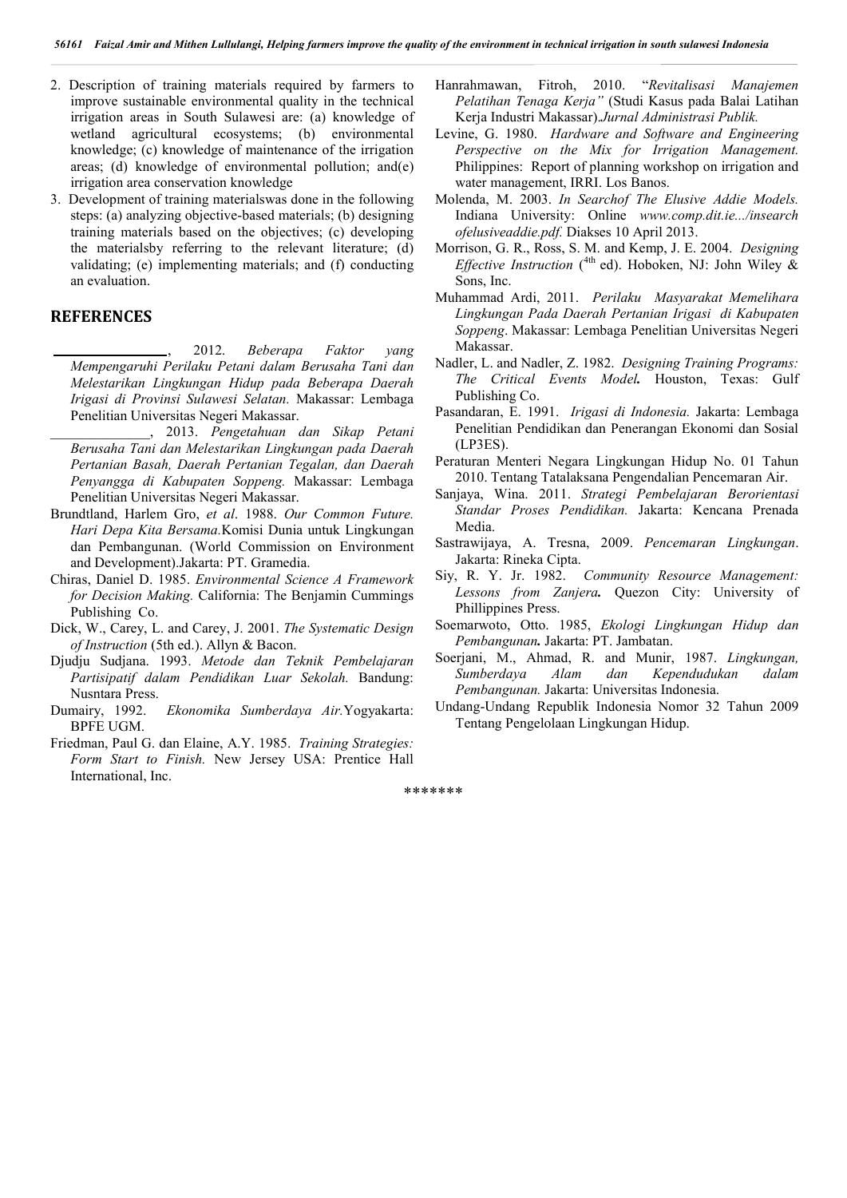2. Description of training materials required by farmers to improve sustainable environmental quality in the technical irrigation areas in South Sulawesi are: (a) knowledge of wetland agricultural ecosystems; (b) environmental knowledge; (c) knowledge of maintenance of the irrigation areas; (d) knowledge of environmental pollution; and(e) irrigation area conservation knowledge
3. Development of training materialswas done in the following steps: (a) analyzing objective-based materials; (b) designing training materials based on the objectives; (c) developing the materialsby referring to the relevant literature; (d) validating; (e) implementing materials; and (f) conducting an evaluation.

## REFERENCES

________________, 2012. *Beberapa Faktor yang Mempengaruhi Perilaku Petani dalam Berusaha Tani dan Melestarikan Lingkungan Hidup pada Beberapa Daerah Irigasi di Provinsi Sulawesi Selatan.* Makassar: Lembaga Penelitian Universitas Negeri Makassar.

_______________, 2013. *Pengetahuan dan Sikap Petani Berusaha Tani dan Melestarikan Lingkungan pada Daerah Pertanian Basah, Daerah Pertanian Tegalan, dan Daerah Penyangga di Kabupaten Soppeng.* Makassar: Lembaga Penelitian Universitas Negeri Makassar.

Brundtland, Harlem Gro, *et al*. 1988. *Our Common Future. Hari Depa Kita Bersama.*Komisi Dunia untuk Lingkungan dan Pembangunan. (World Commission on Environment and Development).Jakarta: PT. Gramedia.

Chiras, Daniel D. 1985. *Environmental Science A Framework for Decision Making.* California: The Benjamin Cummings Publishing Co.

Dick, W., Carey, L. and Carey, J. 2001. *The Systematic Design of Instruction* (5th ed.). Allyn & Bacon.

Djudju Sudjana. 1993. *Metode dan Teknik Pembelajaran Partisipatif dalam Pendidikan Luar Sekolah.* Bandung: Nusntara Press.

Dumairy, 1992. *Ekonomika Sumberdaya Air.*Yogyakarta: BPFE UGM.

Friedman, Paul G. dan Elaine, A.Y. 1985. *Training Strategies: Form Start to Finish.* New Jersey USA: Prentice Hall International, Inc.

Hanrahmawan, Fitroh, 2010. "*Revitalisasi Manajemen Pelatihan Tenaga Kerja"* (Studi Kasus pada Balai Latihan Kerja Industri Makassar).*Jurnal Administrasi Publik.*

Levine, G. 1980. *Hardware and Software and Engineering Perspective on the Mix for Irrigation Management.* Philippines: Report of planning workshop on irrigation and water management, IRRI. Los Banos.

Molenda, M. 2003. *In Searchof The Elusive Addie Models.* Indiana University: Online *www.comp.dit.ie.../insearch ofelusiveaddie.pdf.* Diakses 10 April 2013.

Morrison, G. R., Ross, S. M. and Kemp, J. E. 2004. *Designing Effective Instruction* (4th ed). Hoboken, NJ: John Wiley & Sons, Inc.

Muhammad Ardi, 2011. *Perilaku Masyarakat Memelihara Lingkungan Pada Daerah Pertanian Irigasi di Kabupaten Soppeng*. Makassar: Lembaga Penelitian Universitas Negeri Makassar.

Nadler, L. and Nadler, Z. 1982. *Designing Training Programs: The Critical Events Model.* Houston, Texas: Gulf Publishing Co.

Pasandaran, E. 1991. *Irigasi di Indonesia.* Jakarta: Lembaga Penelitian Pendidikan dan Penerangan Ekonomi dan Sosial (LP3ES).

Peraturan Menteri Negara Lingkungan Hidup No. 01 Tahun 2010. Tentang Tatalaksana Pengendalian Pencemaran Air.

Sanjaya, Wina. 2011. *Strategi Pembelajaran Berorientasi Standar Proses Pendidikan.* Jakarta: Kencana Prenada Media.

Sastrawijaya, A. Tresna, 2009. *Pencemaran Lingkungan*. Jakarta: Rineka Cipta.

Siy, R. Y. Jr. 1982. *Community Resource Management: Lessons from Zanjera.* Quezon City: University of Phillippines Press.

Soemarwoto, Otto. 1985, *Ekologi Lingkungan Hidup dan Pembangunan.* Jakarta: PT. Jambatan.

Soerjani, M., Ahmad, R. and Munir, 1987. *Lingkungan, Sumberdaya Alam dan Kependudukan dalam Pembangunan.* Jakarta: Universitas Indonesia.

Undang-Undang Republik Indonesia Nomor 32 Tahun 2009 Tentang Pengelolaan Lingkungan Hidup.

*******